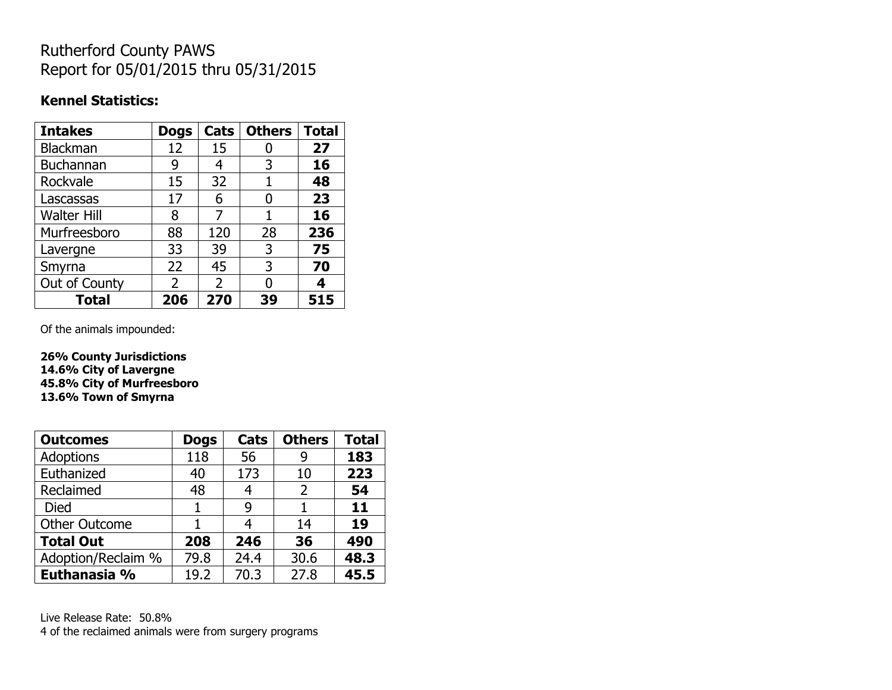# Rutherford County PAWS
# Report for 05/01/2015 thru 05/31/2015

**Kennel Statistics:**

| **Intakes** | **Dogs** | **Cats** | **Others** | **Total** |
|---|---|---|---|---|
| Blackman | 12 | 15 | 0 | **27** |
| Buchannan | 9 | 4 | 3 | **16** |
| Rockvale | 15 | 32 | 1 | **48** |
| Lascassas | 17 | 6 | 0 | **23** |
| Walter Hill | 8 | 7 | 1 | **16** |
| Murfreesboro | 88 | 120 | 28 | **236** |
| Lavergne | 33 | 39 | 3 | **75** |
| Smyrna | 22 | 45 | 3 | **70** |
| Out of County | 2 | 2 | 0 | **4** |
| **Total** | **206** | **270** | **39** | **515** |

Of the animals impounded:

**26% County Jurisdictions**
**14.6% City of Lavergne**
**45.8% City of Murfreesboro**
**13.6% Town of Smyrna**

| **Outcomes** | **Dogs** | **Cats** | **Others** | **Total** |
|---|---|---|---|---|
| Adoptions | 118 | 56 | 9 | **183** |
| Euthanized | 40 | 173 | 10 | **223** |
| Reclaimed | 48 | 4 | 2 | **54** |
| Died | 1 | 9 | 1 | **11** |
| Other Outcome | 1 | 4 | 14 | **19** |
| **Total Out** | **208** | **246** | **36** | **490** |
| Adoption/Reclaim % | 79.8 | 24.4 | 30.6 | **48.3** |
| **Euthanasia %** | 19.2 | 70.3 | 27.8 | **45.5** |

Live Release Rate: 50.8%
4 of the reclaimed animals were from surgery programs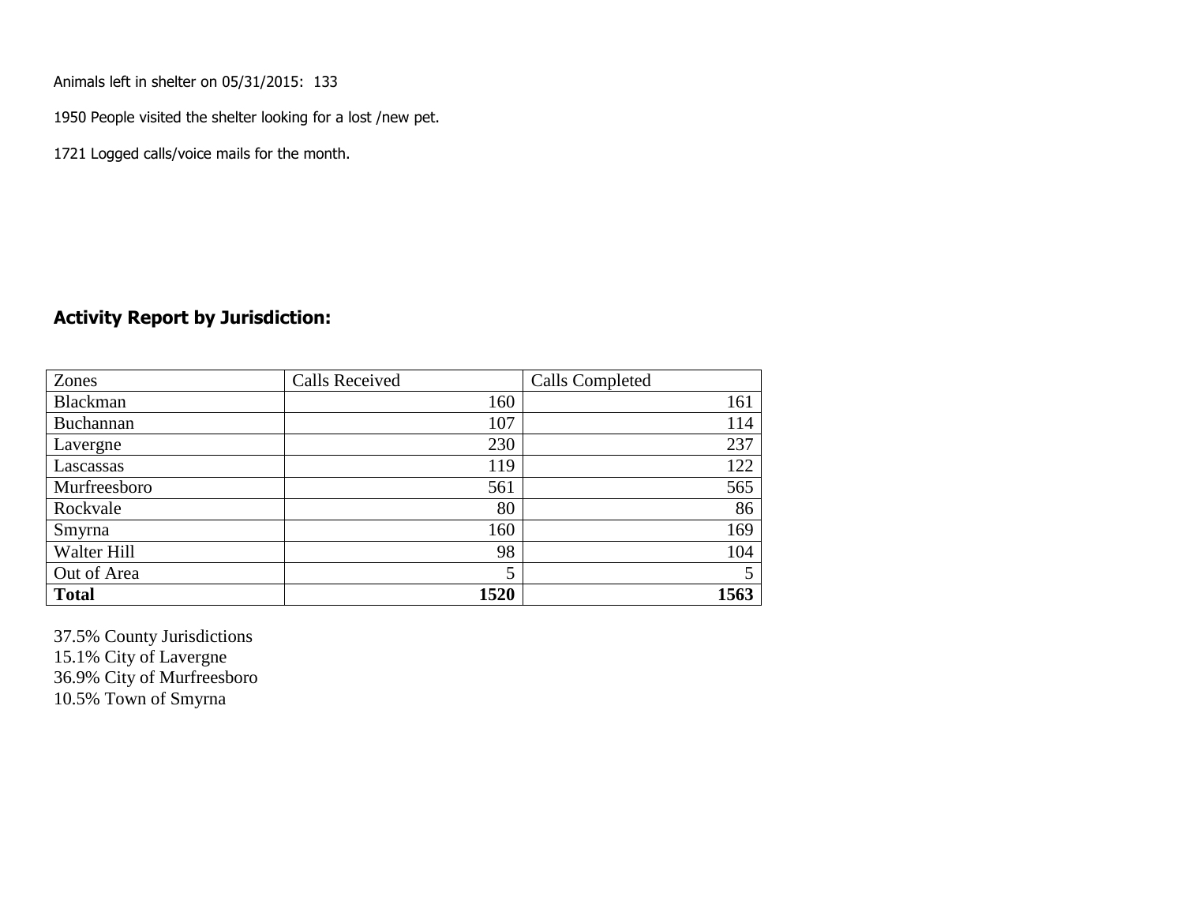Animals left in shelter on 05/31/2015: 133

1950 People visited the shelter looking for a lost /new pet.

1721 Logged calls/voice mails for the month.

## Activity Report by Jurisdiction:

| Zones | Calls Received | Calls Completed |
|---|---|---|
| Blackman | 160 | 161 |
| Buchannan | 107 | 114 |
| Lavergne | 230 | 237 |
| Lascassas | 119 | 122 |
| Murfreesboro | 561 | 565 |
| Rockvale | 80 | 86 |
| Smyrna | 160 | 169 |
| Walter Hill | 98 | 104 |
| Out of Area | 5 | 5 |
| **Total** | **1520** | **1563** |

37.5% County Jurisdictions
15.1% City of Lavergne
36.9% City of Murfreesboro
10.5% Town of Smyrna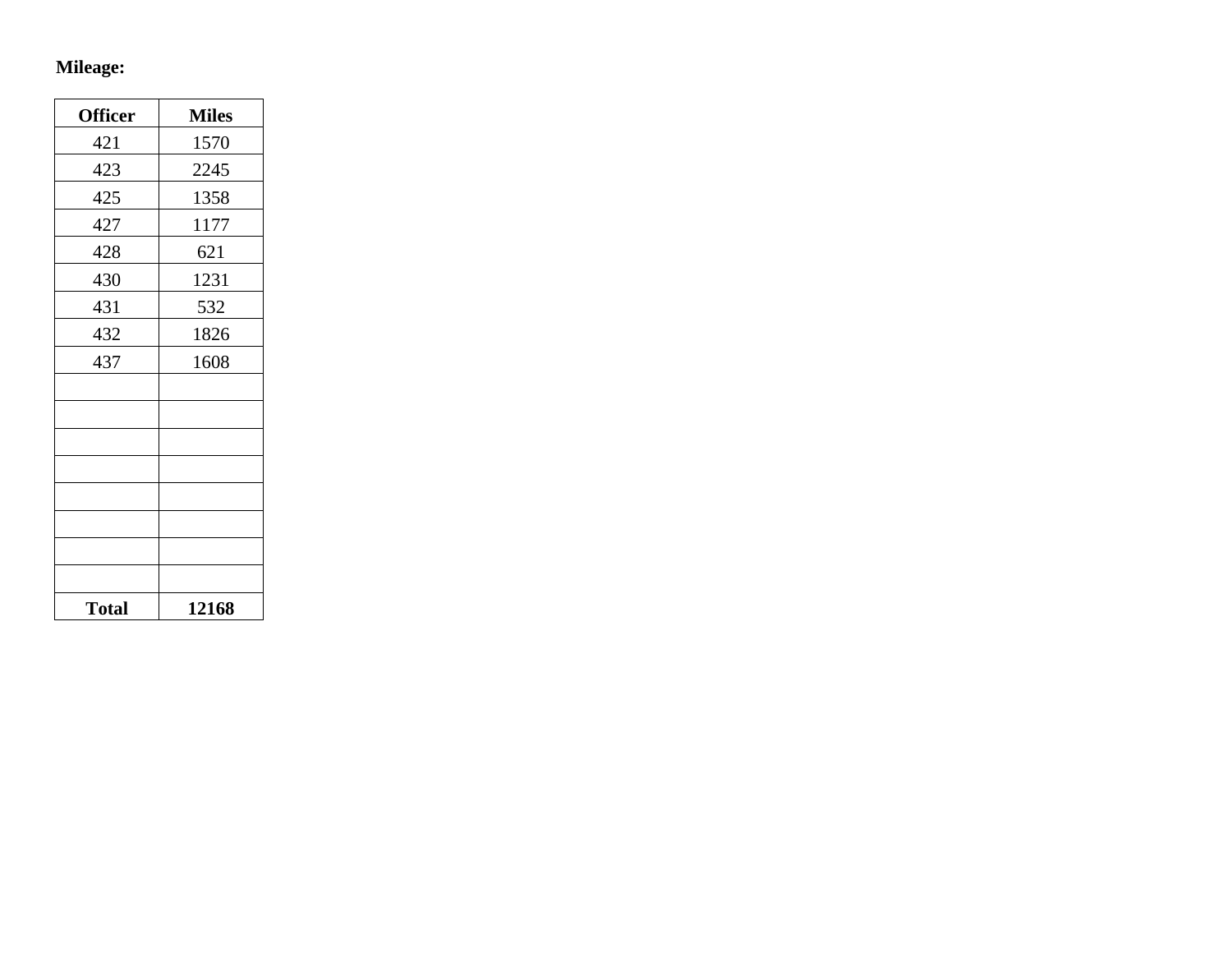**Mileage:**

| Officer | Miles |
|---|---|
| 421 | 1570 |
| 423 | 2245 |
| 425 | 1358 |
| 427 | 1177 |
| 428 | 621 |
| 430 | 1231 |
| 431 | 532 |
| 432 | 1826 |
| 437 | 1608 |
| | |
| | |
| | |
| | |
| | |
| | |
| | |
| | |
| **Total** | **12168** |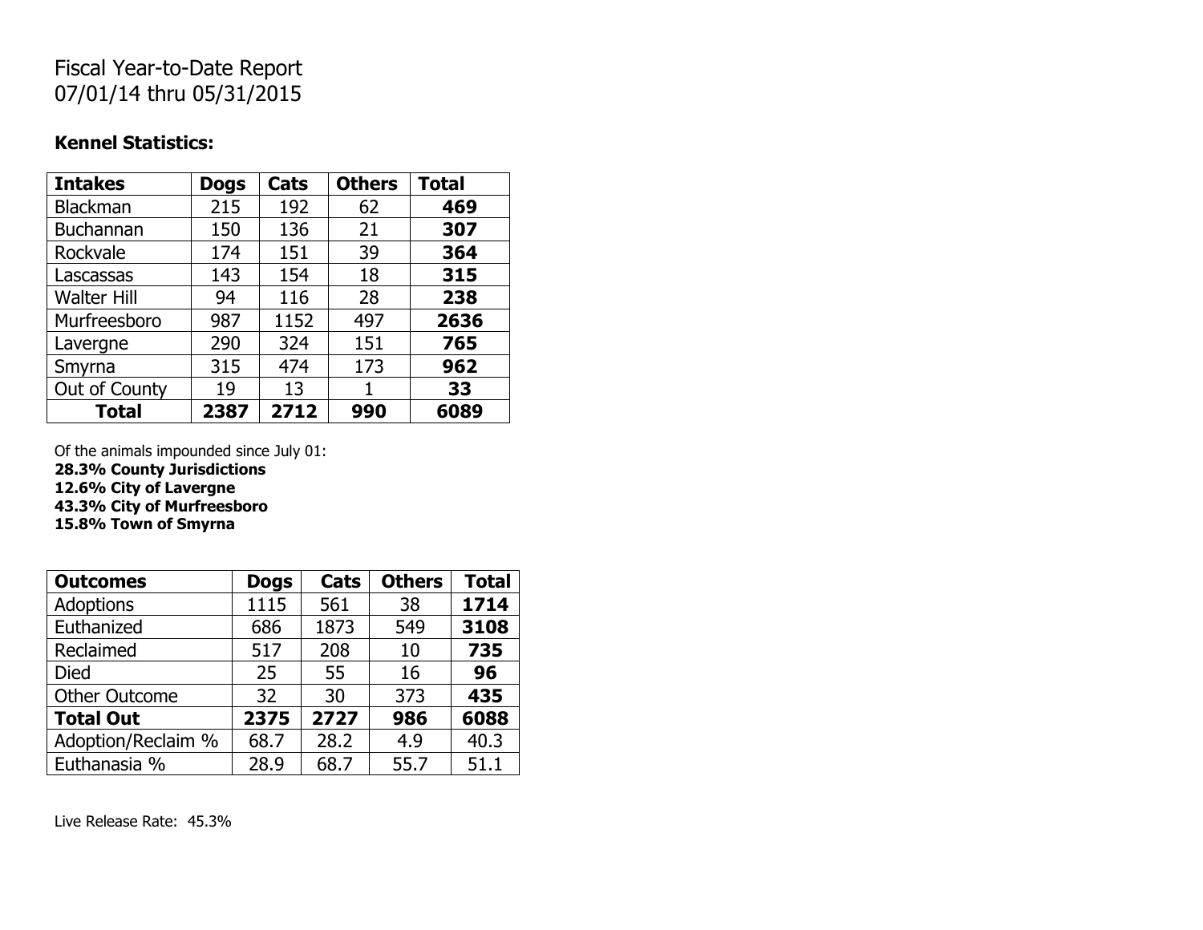Fiscal Year-to-Date Report
07/01/14 thru 05/31/2015

**Kennel Statistics:**

| Intakes | Dogs | Cats | Others | Total |
|---|---|---|---|---|
| Blackman | 215 | 192 | 62 | **469** |
| Buchannan | 150 | 136 | 21 | **307** |
| Rockvale | 174 | 151 | 39 | **364** |
| Lascassas | 143 | 154 | 18 | **315** |
| Walter Hill | 94 | 116 | 28 | **238** |
| Murfreesboro | 987 | 1152 | 497 | **2636** |
| Lavergne | 290 | 324 | 151 | **765** |
| Smyrna | 315 | 474 | 173 | **962** |
| Out of County | 19 | 13 | 1 | **33** |
| **Total** | **2387** | **2712** | **990** | **6089** |

Of the animals impounded since July 01:
**28.3% County Jurisdictions**
**12.6% City of Lavergne**
**43.3% City of Murfreesboro**
**15.8% Town of Smyrna**

| Outcomes | Dogs | Cats | Others | Total |
|---|---|---|---|---|
| Adoptions | 1115 | 561 | 38 | **1714** |
| Euthanized | 686 | 1873 | 549 | **3108** |
| Reclaimed | 517 | 208 | 10 | **735** |
| Died | 25 | 55 | 16 | **96** |
| Other Outcome | 32 | 30 | 373 | **435** |
| **Total Out** | **2375** | **2727** | **986** | **6088** |
| Adoption/Reclaim % | 68.7 | 28.2 | 4.9 | 40.3 |
| Euthanasia % | 28.9 | 68.7 | 55.7 | 51.1 |

Live Release Rate: 45.3%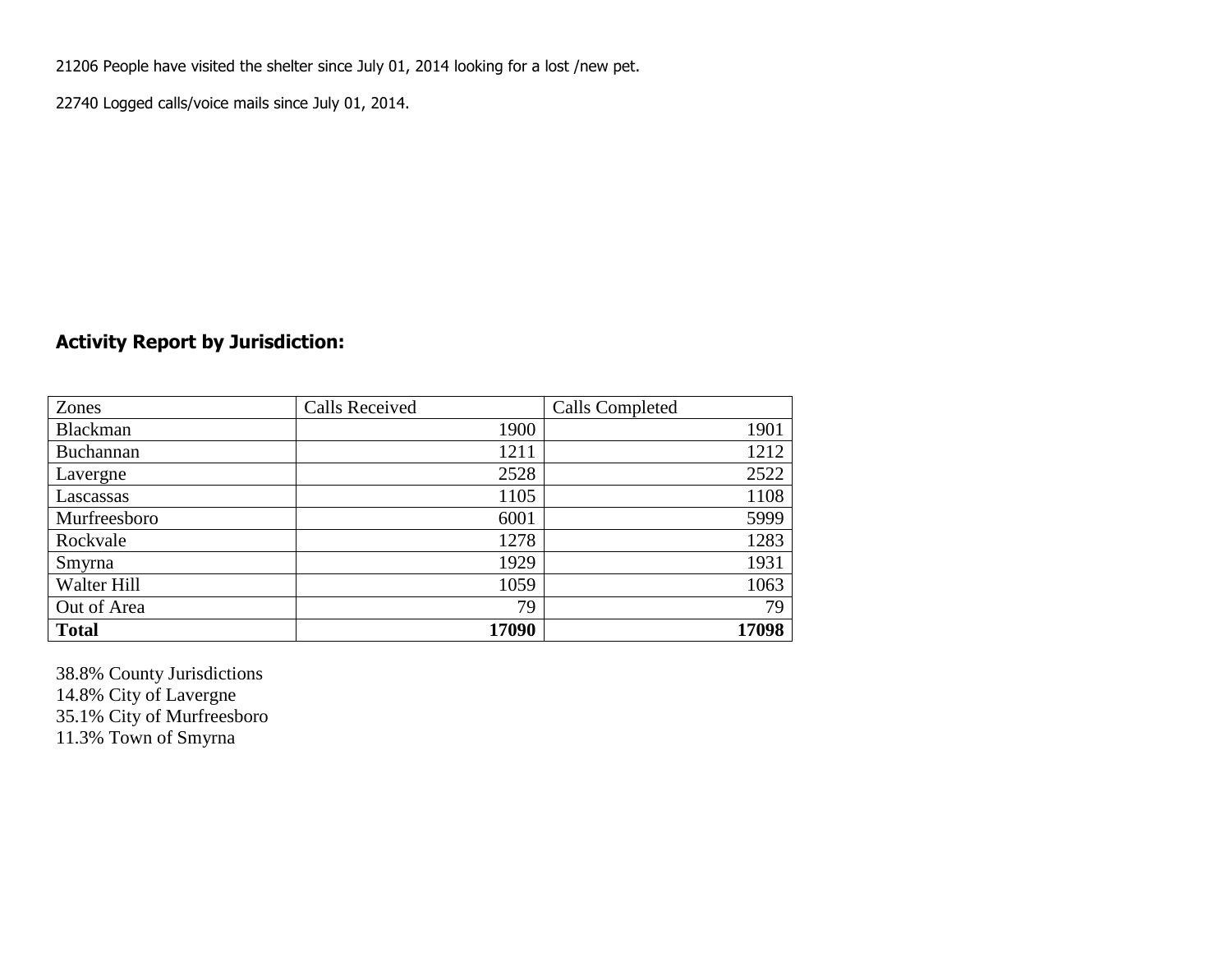21206 People have visited the shelter since July 01, 2014 looking for a lost /new pet.

22740 Logged calls/voice mails since July 01, 2014.

## Activity Report by Jurisdiction:

| Zones | Calls Received | Calls Completed |
|---|---|---|
| Blackman | 1900 | 1901 |
| Buchannan | 1211 | 1212 |
| Lavergne | 2528 | 2522 |
| Lascassas | 1105 | 1108 |
| Murfreesboro | 6001 | 5999 |
| Rockvale | 1278 | 1283 |
| Smyrna | 1929 | 1931 |
| Walter Hill | 1059 | 1063 |
| Out of Area | 79 | 79 |
| **Total** | **17090** | **17098** |

38.8% County Jurisdictions
14.8% City of Lavergne
35.1% City of Murfreesboro
11.3% Town of Smyrna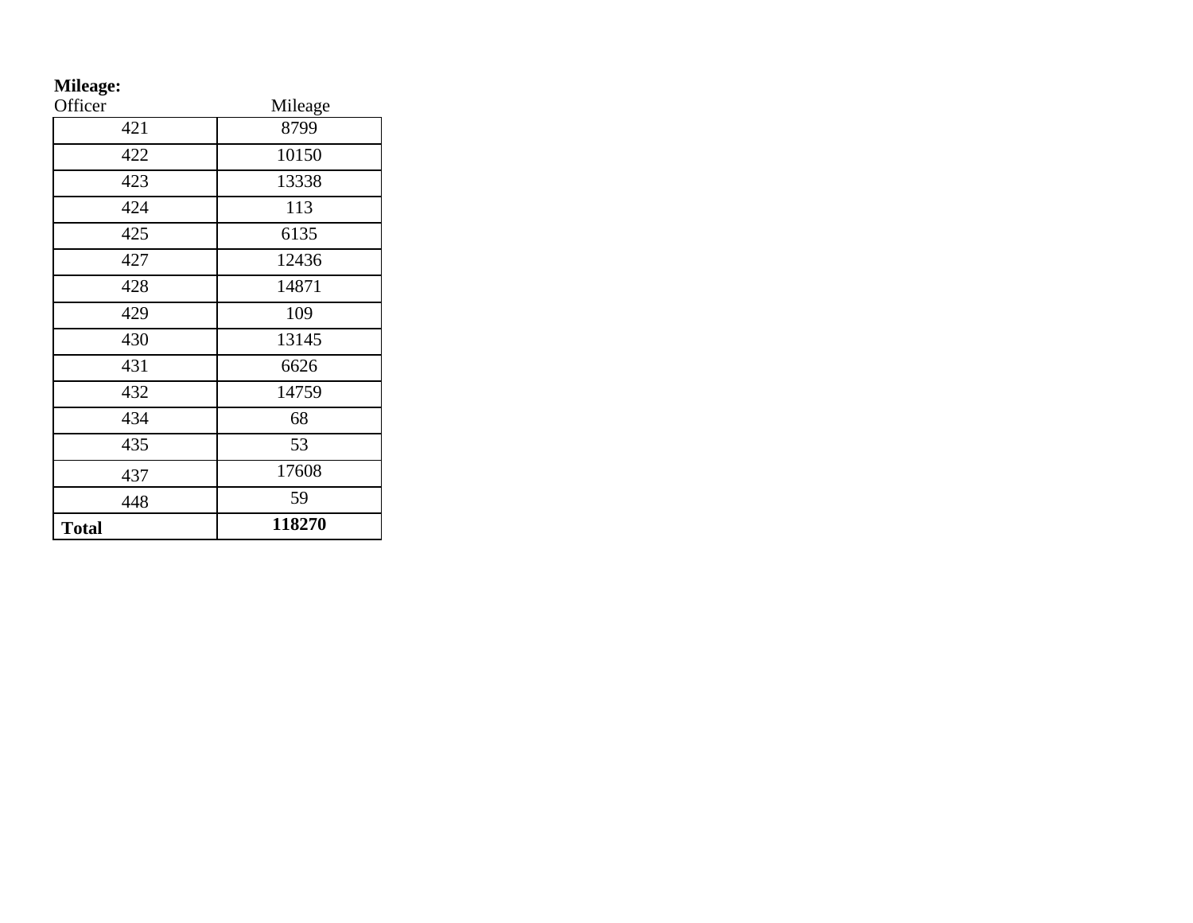**Mileage:**

| Officer | Mileage |
|---|---|
| 421 | 8799 |
| 422 | 10150 |
| 423 | 13338 |
| 424 | 113 |
| 425 | 6135 |
| 427 | 12436 |
| 428 | 14871 |
| 429 | 109 |
| 430 | 13145 |
| 431 | 6626 |
| 432 | 14759 |
| 434 | 68 |
| 435 | 53 |
| 437 | 17608 |
| 448 | 59 |
| **Total** | **118270** |